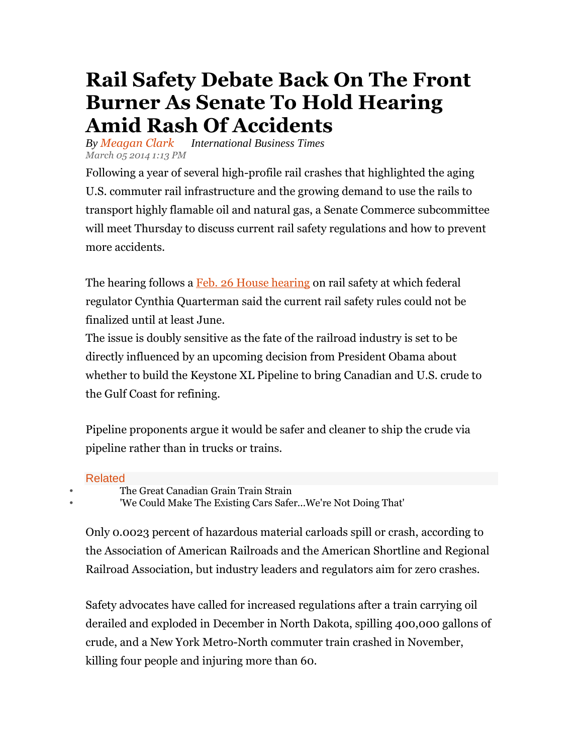# Rail Safety Debate Back On The Front Burner As Senate To Hold Hearing Amid Rash Of Accidents

*By Meagan Clark      International Business Times*
*March 05 2014 1:13 PM*

Following a year of several high-profile rail crashes that highlighted the aging U.S. commuter rail infrastructure and the growing demand to use the rails to transport highly flamable oil and natural gas, a Senate Commerce subcommittee will meet Thursday to discuss current rail safety regulations and how to prevent more accidents.

The hearing follows a Feb. 26 House hearing on rail safety at which federal regulator Cynthia Quarterman said the current rail safety rules could not be finalized until at least June.
The issue is doubly sensitive as the fate of the railroad industry is set to be directly influenced by an upcoming decision from President Obama about whether to build the Keystone XL Pipeline to bring Canadian and U.S. crude to the Gulf Coast for refining.

Pipeline proponents argue it would be safer and cleaner to ship the crude via pipeline rather than in trucks or trains.

Related

- The Great Canadian Grain Train Strain
- 'We Could Make The Existing Cars Safer...We're Not Doing That'

Only 0.0023 percent of hazardous material carloads spill or crash, according to the Association of American Railroads and the American Shortline and Regional Railroad Association, but industry leaders and regulators aim for zero crashes.

Safety advocates have called for increased regulations after a train carrying oil derailed and exploded in December in North Dakota, spilling 400,000 gallons of crude, and a New York Metro-North commuter train crashed in November, killing four people and injuring more than 60.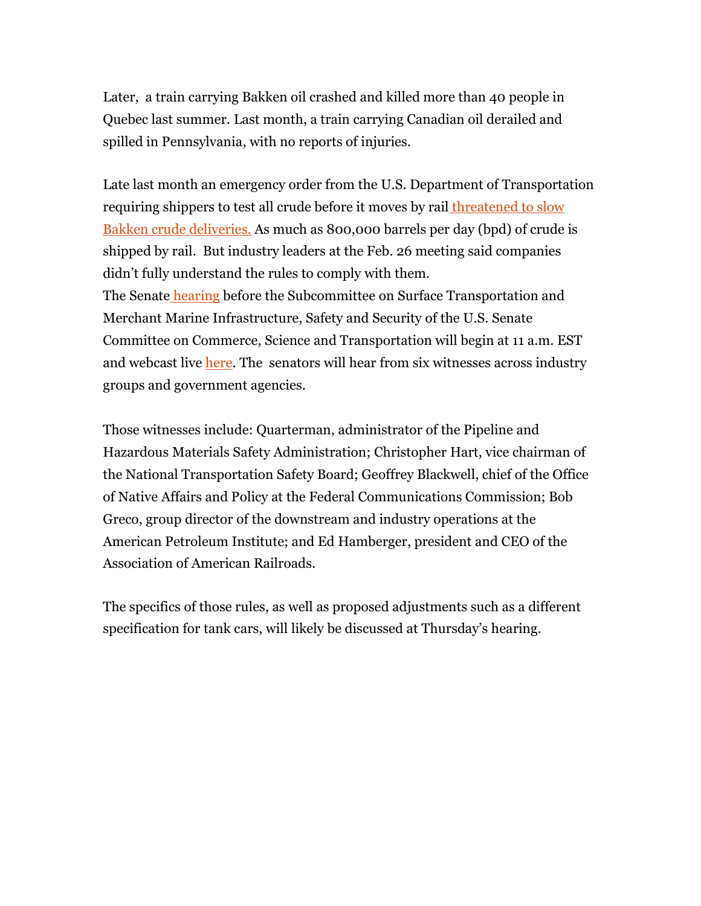Later, a train carrying Bakken oil crashed and killed more than 40 people in Quebec last summer. Last month, a train carrying Canadian oil derailed and spilled in Pennsylvania, with no reports of injuries.

Late last month an emergency order from the U.S. Department of Transportation requiring shippers to test all crude before it moves by rail threatened to slow Bakken crude deliveries. As much as 800,000 barrels per day (bpd) of crude is shipped by rail. But industry leaders at the Feb. 26 meeting said companies didn't fully understand the rules to comply with them.

The Senate hearing before the Subcommittee on Surface Transportation and Merchant Marine Infrastructure, Safety and Security of the U.S. Senate Committee on Commerce, Science and Transportation will begin at 11 a.m. EST and webcast live here. The senators will hear from six witnesses across industry groups and government agencies.

Those witnesses include: Quarterman, administrator of the Pipeline and Hazardous Materials Safety Administration; Christopher Hart, vice chairman of the National Transportation Safety Board; Geoffrey Blackwell, chief of the Office of Native Affairs and Policy at the Federal Communications Commission; Bob Greco, group director of the downstream and industry operations at the American Petroleum Institute; and Ed Hamberger, president and CEO of the Association of American Railroads.

The specifics of those rules, as well as proposed adjustments such as a different specification for tank cars, will likely be discussed at Thursday's hearing.